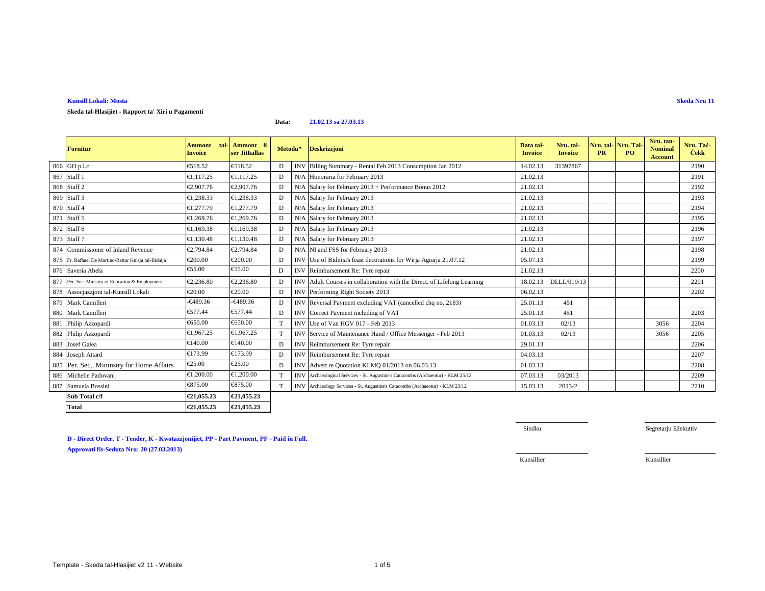**Kunsill Lokali: Mosta** **Skeda Nru 11**

**Skeda tal-Ħlasijiet - Rapport ta' Xiri u Pagamenti**

**Data:** **21.02.13 sa 27.03.13**

| | Fornitur | Ammont tal-Invoice | Ammont li ser Jithallas | Metodu* | | Deskrizzjoni | Data tal-Invoice | Nru. tal-Invoice | Nru. tal-PR | Nru. Tal-PO | Nru. tan-Nominal Account | Nru. Taċ-Ċekk |
|---|---|---|---|---|---|---|---|---|---|---|---|---|
| 866 | GO p.l.c | €518.52 | €518.52 | D | INV | Billing Summary - Rental Feb 2013 Consumption Jan 2012 | 14.02.13 | 31397867 | | | | 2190 |
| 867 | Staff 1 | €1,117.25 | €1,117.25 | D | N/A | Honoraria for February 2013 | 21.02.13 | | | | | 2191 |
| 868 | Staff 2 | €2,907.76 | €2,907.76 | D | N/A | Salary for February 2013 + Performance Bonus 2012 | 21.02.13 | | | | | 2192 |
| 869 | Staff 3 | €1,238.33 | €1,238.33 | D | N/A | Salary for February 2013 | 21.02.13 | | | | | 2193 |
| 870 | Staff 4 | €1,277.79 | €1,277.79 | D | N/A | Salary for February 2013 | 21.02.13 | | | | | 2194 |
| 871 | Staff 5 | €1,269.76 | €1,269.76 | D | N/A | Salary for February 2013 | 21.02.13 | | | | | 2195 |
| 872 | Staff 6 | €1,169.38 | €1,169.38 | D | N/A | Salary for February 2013 | 21.02.13 | | | | | 2196 |
| 873 | Staff 7 | €1,130.48 | €1,130.48 | D | N/A | Salary for February 2013 | 21.02.13 | | | | | 2197 |
| 874 | Commissioner of Inland Revenue | €2,794.84 | €2,794.84 | D | N/A | NI and FSS for February 2013 | 21.02.13 | | | | | 2198 |
| 875 | Fr. Raffael De Martino-Rettur Knisja tal-Bidnija | €200.00 | €200.00 | D | INV | Use of Bidnija's feast decorations for Wirja Agrarja 21.07.12 | 05.07.13 | | | | | 2199 |
| 876 | Saveria Abela | €55.00 | €55.00 | D | INV | Reimbursement Re: Tyre repair | 21.02.13 | | | | | 2200 |
| 877 | Per. Sec. Ministry of Education & Employment | €2,236.80 | €2,236.80 | D | INV | Adult Courses in collaboration with the Direct. of Lifelong Learning | 18.02.13 | DLLL/019/13 | | | | 2201 |
| 878 | Assocjazzjoni tal-Kunsill Lokali | €20.00 | €20.00 | D | INV | Performing Right Society 2013 | 06.02.13 | | | | | 2202 |
| 879 | Mark Camilleri | -€489.36 | -€489.36 | D | INV | Reversal Payment excluding VAT (cancelled chq no. 2183) | 25.01.13 | 451 | | | | |
| 880 | Mark Camilleri | €577.44 | €577.44 | D | INV | Correct Payment including of VAT | 25.01.13 | 451 | | | | 2203 |
| 881 | Philip Azzopardi | €650.00 | €650.00 | T | INV | Use of Van HGV 017 - Feb 2013 | 01.03.13 | 02/13 | | | 3056 | 2204 |
| 882 | Philip Azzopardi | €1,967.25 | €1,967.25 | T | INV | Service of Maintenance Hand / Office Messenger - Feb 2013 | 01.03.13 | 02/13 | | | 3056 | 2205 |
| 883 | Josef Galea | €140.00 | €140.00 | D | INV | Reimbursement Re: Tyre repair | 29.01.13 | | | | | 2206 |
| 884 | Joseph Attard | €173.99 | €173.99 | D | INV | Reimbursement Re: Tyre repair | 04.03.13 | | | | | 2207 |
| 885 | Per. Sec., Mininstry for Home Affairs | €25.00 | €25.00 | D | INV | Advert re Quotation KLMQ 01/2013 on 06.03.13 | 01.03.13 | | | | | 2208 |
| 886 | Michelle Padovani | €1,200.00 | €1,200.00 | T | INV | Archaeological Services - St. Augustine's Catacombs (Archaeotur) - KLM 25/12 | 07.03.13 | 03/2013 | | | | 2209 |
| 887 | Samuela Bossini | €875.00 | €875.00 | T | INV | Archaeology Services - St. Augustine's Catacombs (Archaeotur) - KLM 23/12 | 15.03.13 | 2013-2 | | | | 2210 |
| | **Sub Total c/f** | **€21,055.23** | **€21,055.23** | | | | | | | | | |
| | **Total** | **€21,055.23** | **€21,055.23** | | | | | | | | | |

**D - Direct Order, T - Tender, K - Kwotazzjonijiet, PP - Part Payment, PF - Paid in Full.**

**Approvati fis-Seduta Nru: 20 (27.03.2013)**

Sindku

Segretarju Eżekuttiv

Kunsillier

Kunsillier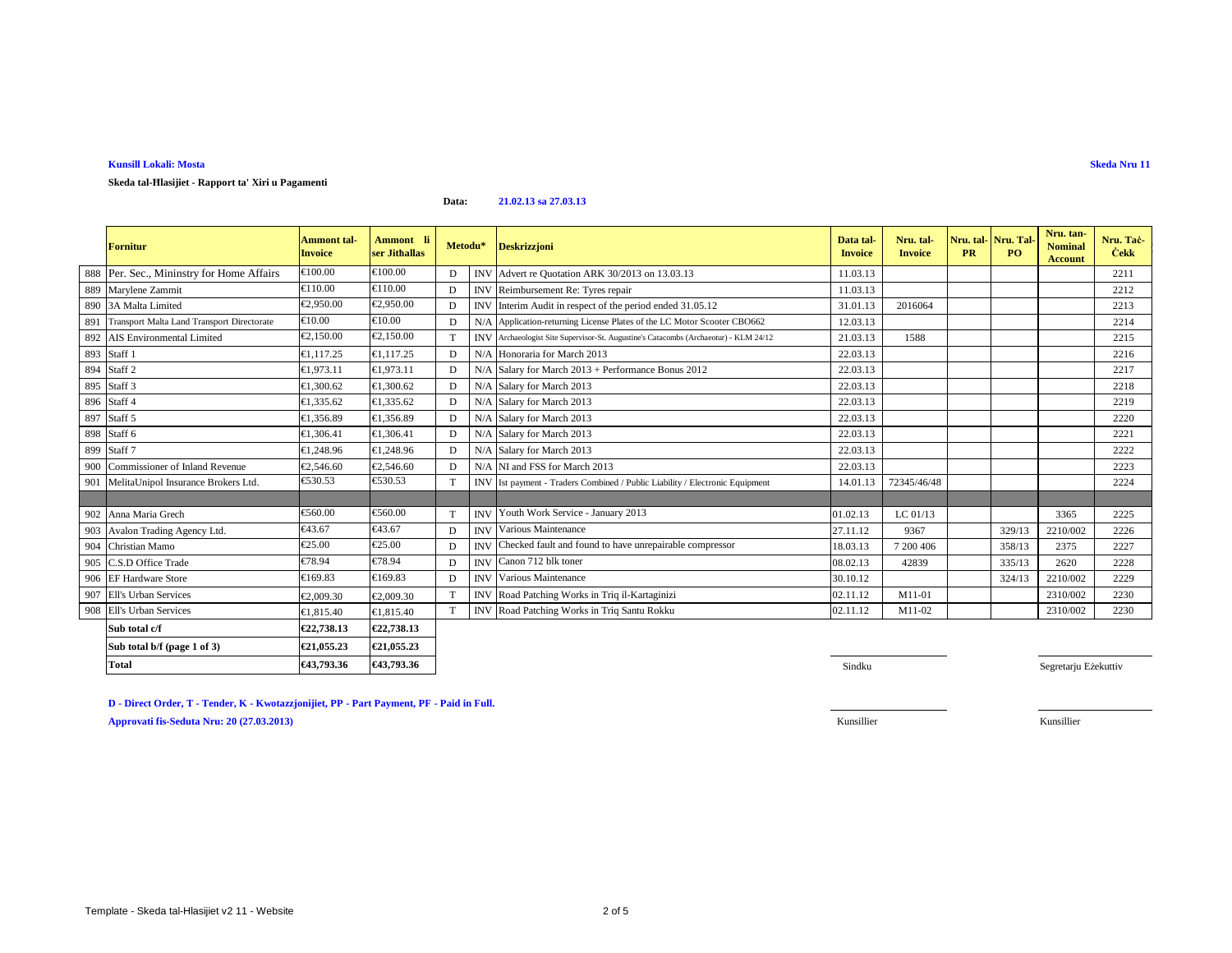**Kunsill Lokali: Mosta**

**Skeda Nru 11**

**Skeda tal-Ħlasijiet - Rapport ta' Xiri u Pagamenti**

**Data:** **21.02.13 sa 27.03.13**

| | Fornitur | Ammont tal-Invoice | Ammont li ser Jithallas | Metodu* | | Deskrizzjoni | Data tal-Invoice | Nru. tal-Invoice | Nru. tal-PR | Nru. Tal-PO | Nru. tan-Nominal Account | Nru. Taċ-Ċekk |
|---|---|---|---|---|---|---|---|---|---|---|---|---|
| 888 | Per. Sec., Mininstry for Home Affairs | €100.00 | €100.00 | D | INV | Advert re Quotation ARK 30/2013 on 13.03.13 | 11.03.13 | | | | | 2211 |
| 889 | Marylene Zammit | €110.00 | €110.00 | D | INV | Reimbursement Re: Tyres repair | 11.03.13 | | | | | 2212 |
| 890 | 3A Malta Limited | €2,950.00 | €2,950.00 | D | INV | Interim Audit in respect of the period ended 31.05.12 | 31.01.13 | 2016064 | | | | 2213 |
| 891 | Transport Malta Land Transport Directorate | €10.00 | €10.00 | D | N/A | Application-returning License Plates of the LC Motor Scooter CBO662 | 12.03.13 | | | | | 2214 |
| 892 | AIS Environmental Limited | €2,150.00 | €2,150.00 | T | INV | Archaeologist Site Supervisor-St. Augustine's Catacombs (Archaeotur) - KLM 24/12 | 21.03.13 | 1588 | | | | 2215 |
| 893 | Staff 1 | €1,117.25 | €1,117.25 | D | N/A | Honoraria for March 2013 | 22.03.13 | | | | | 2216 |
| 894 | Staff 2 | €1,973.11 | €1,973.11 | D | N/A | Salary for March 2013 + Performance Bonus 2012 | 22.03.13 | | | | | 2217 |
| 895 | Staff 3 | €1,300.62 | €1,300.62 | D | N/A | Salary for March 2013 | 22.03.13 | | | | | 2218 |
| 896 | Staff 4 | €1,335.62 | €1,335.62 | D | N/A | Salary for March 2013 | 22.03.13 | | | | | 2219 |
| 897 | Staff 5 | €1,356.89 | €1,356.89 | D | N/A | Salary for March 2013 | 22.03.13 | | | | | 2220 |
| 898 | Staff 6 | €1,306.41 | €1,306.41 | D | N/A | Salary for March 2013 | 22.03.13 | | | | | 2221 |
| 899 | Staff 7 | €1,248.96 | €1,248.96 | D | N/A | Salary for March 2013 | 22.03.13 | | | | | 2222 |
| 900 | Commissioner of Inland Revenue | €2,546.60 | €2,546.60 | D | N/A | NI and FSS for March 2013 | 22.03.13 | | | | | 2223 |
| 901 | MelitaUnipol Insurance Brokers Ltd. | €530.53 | €530.53 | T | INV | Ist payment - Traders Combined / Public Liability / Electronic Equipment | 14.01.13 | 72345/46/48 | | | | 2224 |
| | | | | | | | | | | | | |
| 902 | Anna Maria Grech | €560.00 | €560.00 | T | INV | Youth Work Service - January 2013 | 01.02.13 | LC 01/13 | | | 3365 | 2225 |
| 903 | Avalon Trading Agency Ltd. | €43.67 | €43.67 | D | INV | Various Maintenance | 27.11.12 | 9367 | | 329/13 | 2210/002 | 2226 |
| 904 | Christian Mamo | €25.00 | €25.00 | D | INV | Checked fault and found to have unrepairable compressor | 18.03.13 | 7 200 406 | | 358/13 | 2375 | 2227 |
| 905 | C.S.D Office Trade | €78.94 | €78.94 | D | INV | Canon 712 blk toner | 08.02.13 | 42839 | | 335/13 | 2620 | 2228 |
| 906 | EF Hardware Store | €169.83 | €169.83 | D | INV | Various Maintenance | 30.10.12 | | | 324/13 | 2210/002 | 2229 |
| 907 | Ell's Urban Services | €2,009.30 | €2,009.30 | T | INV | Road Patching Works in Triq il-Kartaginizi | 02.11.12 | M11-01 | | | 2310/002 | 2230 |
| 908 | Ell's Urban Services | €1,815.40 | €1,815.40 | T | INV | Road Patching Works in Triq Santu Rokku | 02.11.12 | M11-02 | | | 2310/002 | 2230 |
| | **Sub total c/f** | **€22,738.13** | **€22,738.13** | | | | | | | | | |
| | **Sub total b/f (page 1 of 3)** | **€21,055.23** | **€21,055.23** | | | | | | | | | |
| | **Total** | **€43,793.36** | **€43,793.36** | | | | | | | | | |

Sindku Segretarju Eżekuttiv

Kunsillier Kunsillier

**D - Direct Order, T - Tender, K - Kwotazzjonijiet, PP - Part Payment, PF - Paid in Full.**

**Approvati fis-Seduta Nru: 20 (27.03.2013)**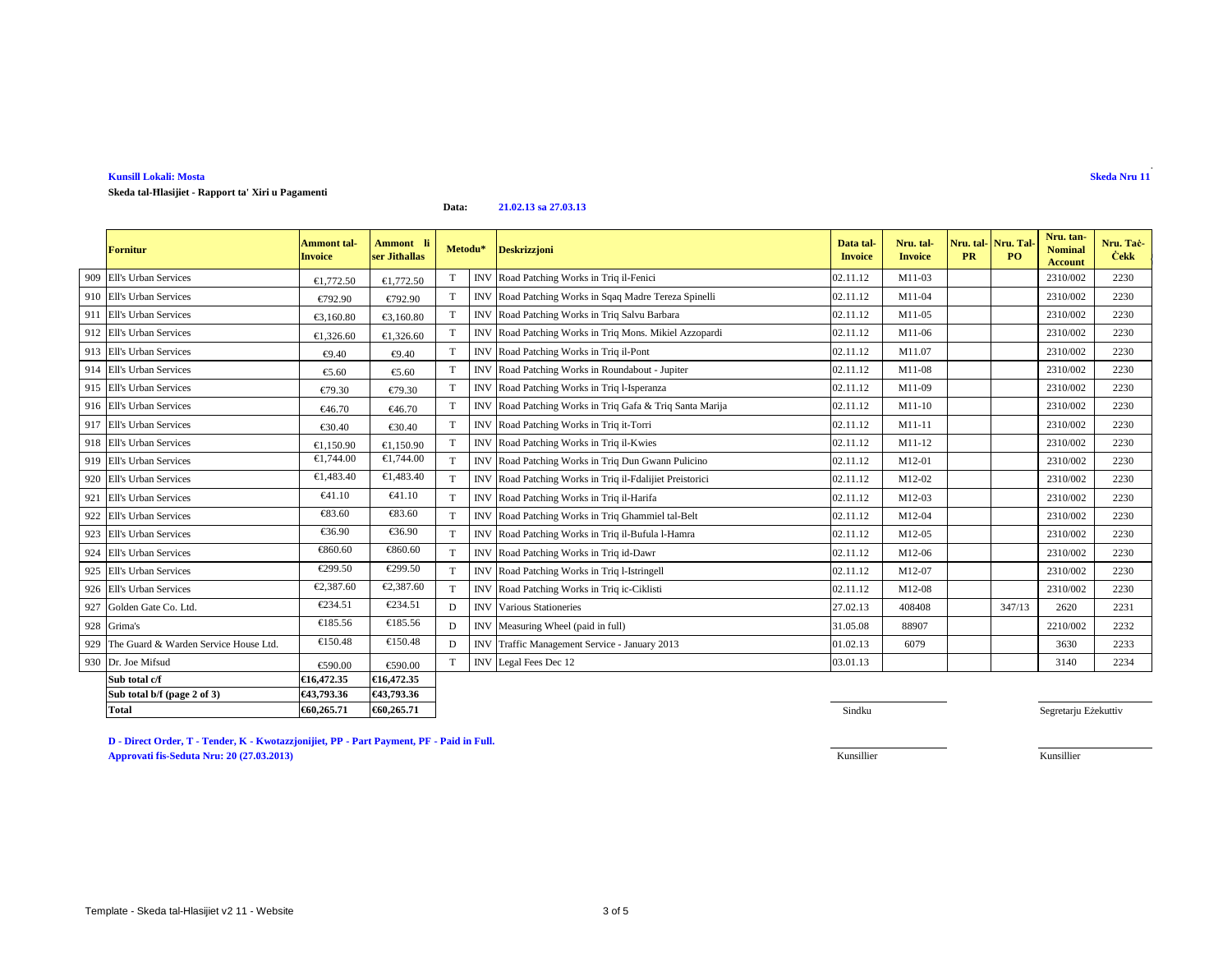**Kunsill Lokali: Mosta**

**Skeda Nru 11**

**Skeda tal-Ħlasijiet - Rapport ta' Xiri u Pagamenti**

**Data:** **21.02.13 sa 27.03.13**

| | Fornitur | Ammont tal-Invoice | Ammont li ser Jithallas | Metodu* | | Deskrizzjoni | Data tal-Invoice | Nru. tal-Invoice | Nru. tal-PR | Nru. Tal-PO | Nru. tan-Nominal Account | Nru. Taċ-Ċekk |
|---|---|---|---|---|---|---|---|---|---|---|---|---|
| 909 | Ell's Urban Services | €1,772.50 | €1,772.50 | T | INV | Road Patching Works in Triq il-Fenici | 02.11.12 | M11-03 | | | 2310/002 | 2230 |
| 910 | Ell's Urban Services | €792.90 | €792.90 | T | INV | Road Patching Works in Sqaq Madre Tereza Spinelli | 02.11.12 | M11-04 | | | 2310/002 | 2230 |
| 911 | Ell's Urban Services | €3,160.80 | €3,160.80 | T | INV | Road Patching Works in Triq Salvu Barbara | 02.11.12 | M11-05 | | | 2310/002 | 2230 |
| 912 | Ell's Urban Services | €1,326.60 | €1,326.60 | T | INV | Road Patching Works in Triq Mons. Mikiel Azzopardi | 02.11.12 | M11-06 | | | 2310/002 | 2230 |
| 913 | Ell's Urban Services | €9.40 | €9.40 | T | INV | Road Patching Works in Triq il-Pont | 02.11.12 | M11.07 | | | 2310/002 | 2230 |
| 914 | Ell's Urban Services | €5.60 | €5.60 | T | INV | Road Patching Works in Roundabout - Jupiter | 02.11.12 | M11-08 | | | 2310/002 | 2230 |
| 915 | Ell's Urban Services | €79.30 | €79.30 | T | INV | Road Patching Works in Triq l-Isperanza | 02.11.12 | M11-09 | | | 2310/002 | 2230 |
| 916 | Ell's Urban Services | €46.70 | €46.70 | T | INV | Road Patching Works in Triq Gafa & Triq Santa Marija | 02.11.12 | M11-10 | | | 2310/002 | 2230 |
| 917 | Ell's Urban Services | €30.40 | €30.40 | T | INV | Road Patching Works in Triq it-Torri | 02.11.12 | M11-11 | | | 2310/002 | 2230 |
| 918 | Ell's Urban Services | €1,150.90 | €1,150.90 | T | INV | Road Patching Works in Triq il-Kwies | 02.11.12 | M11-12 | | | 2310/002 | 2230 |
| 919 | Ell's Urban Services | €1,744.00 | €1,744.00 | T | INV | Road Patching Works in Triq Dun Gwann Pulicino | 02.11.12 | M12-01 | | | 2310/002 | 2230 |
| 920 | Ell's Urban Services | €1,483.40 | €1,483.40 | T | INV | Road Patching Works in Triq il-Fdalijiet Preistorici | 02.11.12 | M12-02 | | | 2310/002 | 2230 |
| 921 | Ell's Urban Services | €41.10 | €41.10 | T | INV | Road Patching Works in Triq il-Harifa | 02.11.12 | M12-03 | | | 2310/002 | 2230 |
| 922 | Ell's Urban Services | €83.60 | €83.60 | T | INV | Road Patching Works in Triq Ghammiel tal-Belt | 02.11.12 | M12-04 | | | 2310/002 | 2230 |
| 923 | Ell's Urban Services | €36.90 | €36.90 | T | INV | Road Patching Works in Triq il-Bufula l-Hamra | 02.11.12 | M12-05 | | | 2310/002 | 2230 |
| 924 | Ell's Urban Services | €860.60 | €860.60 | T | INV | Road Patching Works in Triq id-Dawr | 02.11.12 | M12-06 | | | 2310/002 | 2230 |
| 925 | Ell's Urban Services | €299.50 | €299.50 | T | INV | Road Patching Works in Triq l-Istringell | 02.11.12 | M12-07 | | | 2310/002 | 2230 |
| 926 | Ell's Urban Services | €2,387.60 | €2,387.60 | T | INV | Road Patching Works in Triq ic-Ciklisti | 02.11.12 | M12-08 | | | 2310/002 | 2230 |
| 927 | Golden Gate Co. Ltd. | €234.51 | €234.51 | D | INV | Various Stationeries | 27.02.13 | 408408 | | 347/13 | 2620 | 2231 |
| 928 | Grima's | €185.56 | €185.56 | D | INV | Measuring Wheel (paid in full) | 31.05.08 | 88907 | | | 2210/002 | 2232 |
| 929 | The Guard & Warden Service House Ltd. | €150.48 | €150.48 | D | INV | Traffic Management Service - January 2013 | 01.02.13 | 6079 | | | 3630 | 2233 |
| 930 | Dr. Joe Mifsud | €590.00 | €590.00 | T | INV | Legal Fees Dec 12 | 03.01.13 | | | | 3140 | 2234 |
| | **Sub total c/f** | **€16,472.35** | **€16,472.35** | | | | | | | | | |
| | **Sub total b/f (page 2 of 3)** | **€43,793.36** | **€43,793.36** | | | | | | | | | |
| | **Total** | **€60,265.71** | **€60,265.71** | | | | | | | | | |

Sindku — Segretarju Eżekuttiv

Kunsillier — Kunsillier

**D - Direct Order, T - Tender, K - Kwotazzjonijiet, PP - Part Payment, PF - Paid in Full.**

**Approvati fis-Seduta Nru: 20 (27.03.2013)**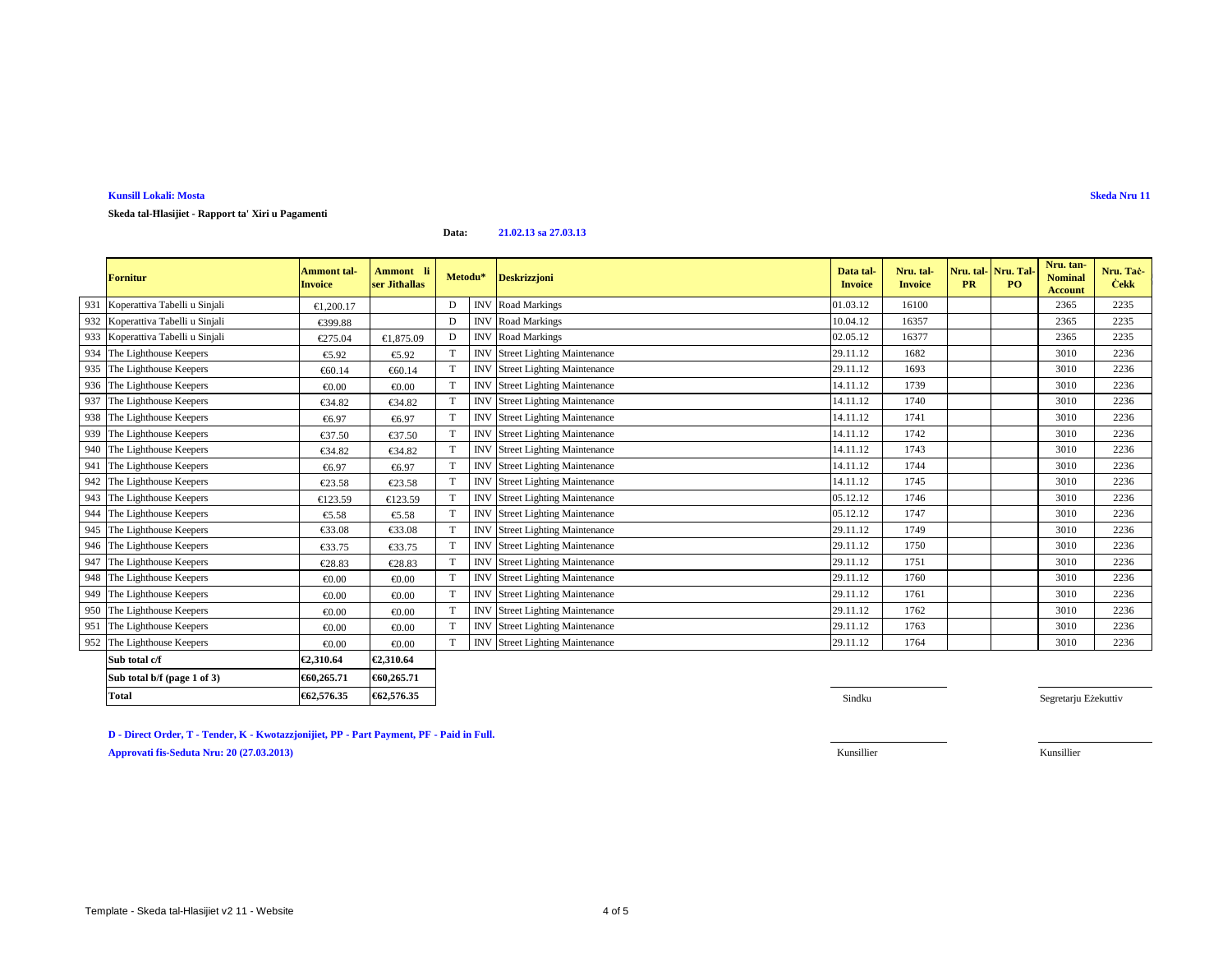**Kunsill Lokali: Mosta**

**Skeda Nru 11**

**Skeda tal-Ħlasijiet - Rapport ta' Xiri u Pagamenti**

**Data:** **21.02.13 sa 27.03.13**

| | Fornitur | Ammont tal-Invoice | Ammont li ser Jithallas | Metodu* | | Deskrizzjoni | Data tal-Invoice | Nru. tal-Invoice | Nru. tal-PR | Nru. Tal-PO | Nru. tan-Nominal Account | Nru. Taċ-Ċekk |
|---|---|---|---|---|---|---|---|---|---|---|---|---|
| 931 | Koperattiva Tabelli u Sinjali | €1,200.17 | | D | INV | Road Markings | 01.03.12 | 16100 | | | 2365 | 2235 |
| 932 | Koperattiva Tabelli u Sinjali | €399.88 | | D | INV | Road Markings | 10.04.12 | 16357 | | | 2365 | 2235 |
| 933 | Koperattiva Tabelli u Sinjali | €275.04 | €1,875.09 | D | INV | Road Markings | 02.05.12 | 16377 | | | 2365 | 2235 |
| 934 | The Lighthouse Keepers | €5.92 | €5.92 | T | INV | Street Lighting Maintenance | 29.11.12 | 1682 | | | 3010 | 2236 |
| 935 | The Lighthouse Keepers | €60.14 | €60.14 | T | INV | Street Lighting Maintenance | 29.11.12 | 1693 | | | 3010 | 2236 |
| 936 | The Lighthouse Keepers | €0.00 | €0.00 | T | INV | Street Lighting Maintenance | 14.11.12 | 1739 | | | 3010 | 2236 |
| 937 | The Lighthouse Keepers | €34.82 | €34.82 | T | INV | Street Lighting Maintenance | 14.11.12 | 1740 | | | 3010 | 2236 |
| 938 | The Lighthouse Keepers | €6.97 | €6.97 | T | INV | Street Lighting Maintenance | 14.11.12 | 1741 | | | 3010 | 2236 |
| 939 | The Lighthouse Keepers | €37.50 | €37.50 | T | INV | Street Lighting Maintenance | 14.11.12 | 1742 | | | 3010 | 2236 |
| 940 | The Lighthouse Keepers | €34.82 | €34.82 | T | INV | Street Lighting Maintenance | 14.11.12 | 1743 | | | 3010 | 2236 |
| 941 | The Lighthouse Keepers | €6.97 | €6.97 | T | INV | Street Lighting Maintenance | 14.11.12 | 1744 | | | 3010 | 2236 |
| 942 | The Lighthouse Keepers | €23.58 | €23.58 | T | INV | Street Lighting Maintenance | 14.11.12 | 1745 | | | 3010 | 2236 |
| 943 | The Lighthouse Keepers | €123.59 | €123.59 | T | INV | Street Lighting Maintenance | 05.12.12 | 1746 | | | 3010 | 2236 |
| 944 | The Lighthouse Keepers | €5.58 | €5.58 | T | INV | Street Lighting Maintenance | 05.12.12 | 1747 | | | 3010 | 2236 |
| 945 | The Lighthouse Keepers | €33.08 | €33.08 | T | INV | Street Lighting Maintenance | 29.11.12 | 1749 | | | 3010 | 2236 |
| 946 | The Lighthouse Keepers | €33.75 | €33.75 | T | INV | Street Lighting Maintenance | 29.11.12 | 1750 | | | 3010 | 2236 |
| 947 | The Lighthouse Keepers | €28.83 | €28.83 | T | INV | Street Lighting Maintenance | 29.11.12 | 1751 | | | 3010 | 2236 |
| 948 | The Lighthouse Keepers | €0.00 | €0.00 | T | INV | Street Lighting Maintenance | 29.11.12 | 1760 | | | 3010 | 2236 |
| 949 | The Lighthouse Keepers | €0.00 | €0.00 | T | INV | Street Lighting Maintenance | 29.11.12 | 1761 | | | 3010 | 2236 |
| 950 | The Lighthouse Keepers | €0.00 | €0.00 | T | INV | Street Lighting Maintenance | 29.11.12 | 1762 | | | 3010 | 2236 |
| 951 | The Lighthouse Keepers | €0.00 | €0.00 | T | INV | Street Lighting Maintenance | 29.11.12 | 1763 | | | 3010 | 2236 |
| 952 | The Lighthouse Keepers | €0.00 | €0.00 | T | INV | Street Lighting Maintenance | 29.11.12 | 1764 | | | 3010 | 2236 |
| | **Sub total c/f** | **€2,310.64** | **€2,310.64** | | | | | | | | | |
| | **Sub total b/f (page 1 of 3)** | **€60,265.71** | **€60,265.71** | | | | | | | | | |
| | **Total** | **€62,576.35** | **€62,576.35** | | | | | | | | | |

Sindku &nbsp;&nbsp;&nbsp;&nbsp;&nbsp;&nbsp;&nbsp;&nbsp; Segretarju Eżekuttiv

Kunsillier &nbsp;&nbsp;&nbsp;&nbsp;&nbsp;&nbsp;&nbsp;&nbsp; Kunsillier

**D - Direct Order, T - Tender, K - Kwotazzjonijiet, PP - Part Payment, PF - Paid in Full.**

**Approvati fis-Seduta Nru: 20 (27.03.2013)**

Template - Skeda tal-Hlasijiet v2 11 - Website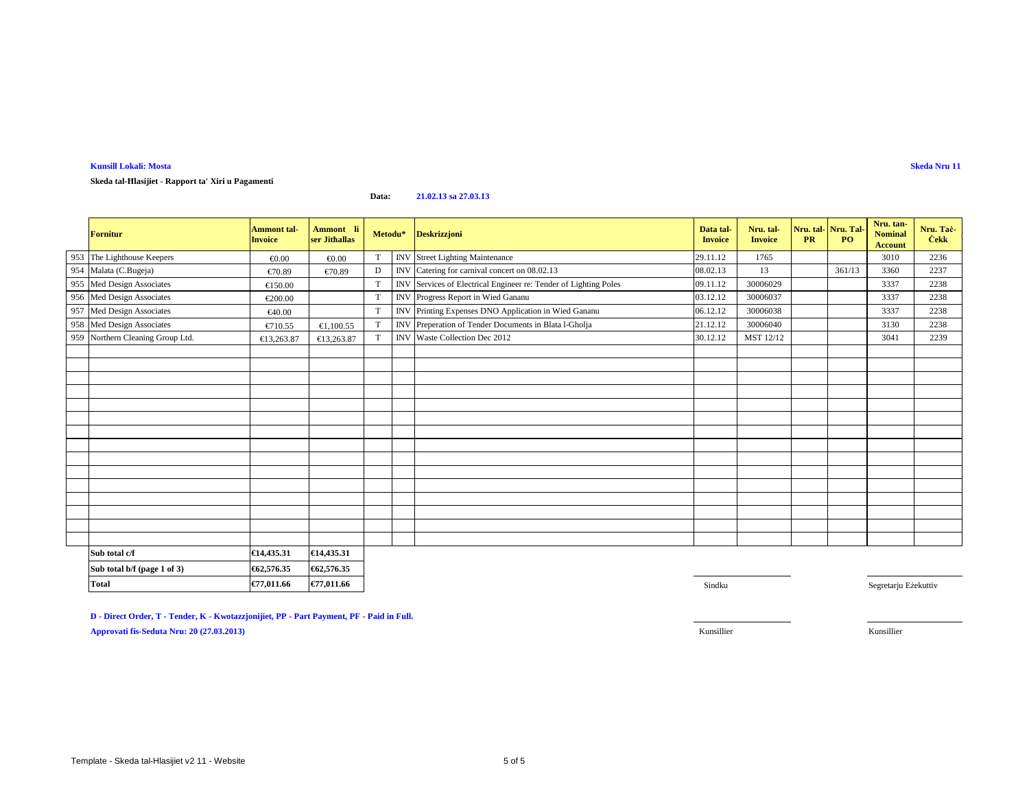**Kunsill Lokali: Mosta**

**Skeda Nru 11**

**Skeda tal-Ħlasijiet - Rapport ta' Xiri u Pagamenti**

**Data: 21.02.13 sa 27.03.13**

| | Fornitur | Ammont tal-Invoice | Ammont li ser Jithallas | Metodu* | | Deskrizzjoni | Data tal-Invoice | Nru. tal-Invoice | Nru. tal-PR | Nru. Tal-PO | Nru. tan-Nominal Account | Nru. Taċ-Ċekk |
|---|---|---|---|---|---|---|---|---|---|---|---|---|
| 953 | The Lighthouse Keepers | €0.00 | €0.00 | T | INV | Street Lighting Maintenance | 29.11.12 | 1765 | | | 3010 | 2236 |
| 954 | Malata (C.Bugeja) | €70.89 | €70.89 | D | INV | Catering for carnival concert on 08.02.13 | 08.02.13 | 13 | | 361/13 | 3360 | 2237 |
| 955 | Med Design Associates | €150.00 | | T | INV | Services of Electrical Engineer re: Tender of Lighting Poles | 09.11.12 | 30006029 | | | 3337 | 2238 |
| 956 | Med Design Associates | €200.00 | | T | INV | Progress Report in Wied Gananu | 03.12.12 | 30006037 | | | 3337 | 2238 |
| 957 | Med Design Associates | €40.00 | | T | INV | Printing Expenses DNO Application in Wied Gananu | 06.12.12 | 30006038 | | | 3337 | 2238 |
| 958 | Med Design Associates | €710.55 | €1,100.55 | T | INV | Preperation of Tender Documents in Blata l-Gholja | 21.12.12 | 30006040 | | | 3130 | 2238 |
| 959 | Northern Cleaning Group Ltd. | €13,263.87 | €13,263.87 | T | INV | Waste Collection Dec 2012 | 30.12.12 | MST 12/12 | | | 3041 | 2239 |

| | | |
|---|---|---|
| **Sub total c/f** | **€14,435.31** | **€14,435.31** |
| **Sub total b/f (page 1 of 3)** | **€62,576.35** | **€62,576.35** |
| **Total** | **€77,011.66** | **€77,011.66** |

Sindku

Segretarju Eżekuttiv

**D - Direct Order, T - Tender, K - Kwotazzjonijiet, PP - Part Payment, PF - Paid in Full.**

**Approvati fis-Seduta Nru: 20 (27.03.2013)**

Kunsillier

Kunsillier

Template - Skeda tal-Hlasijiet v2 11 - Website